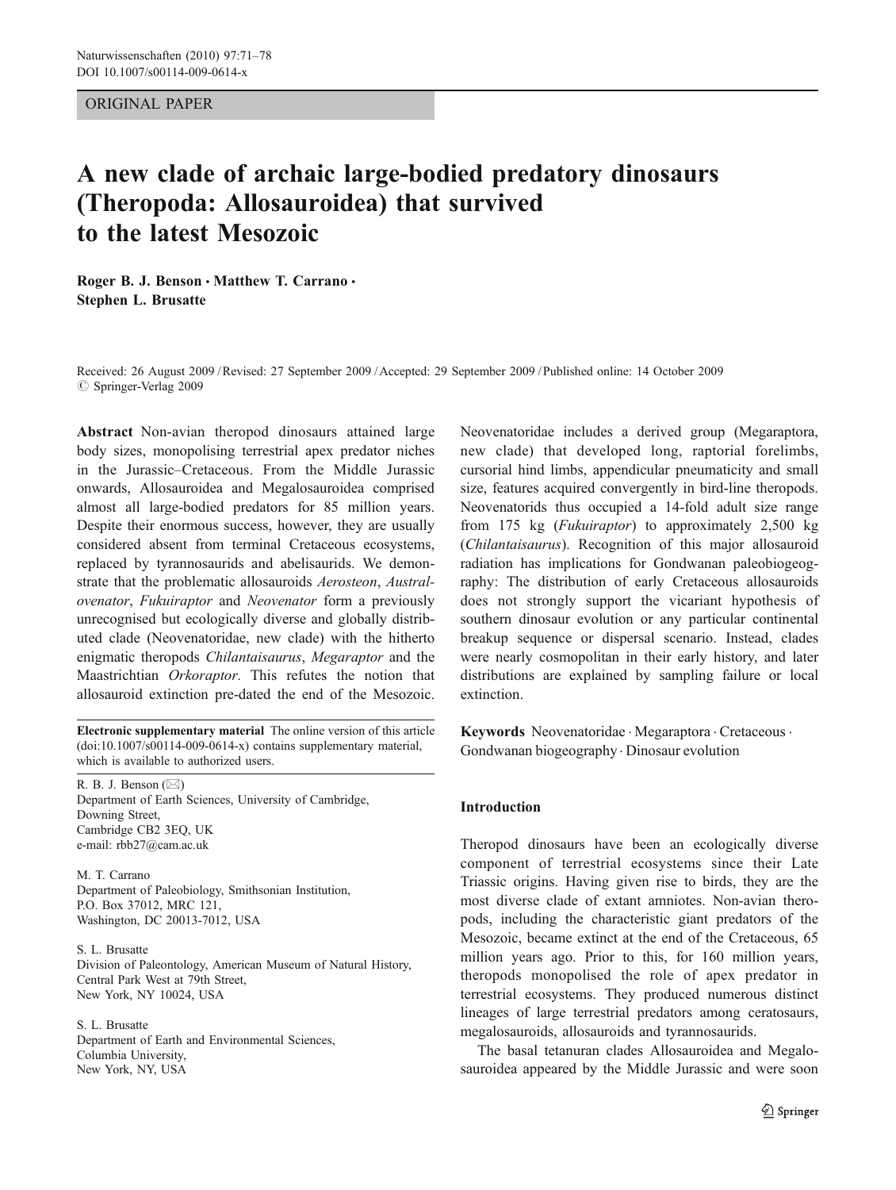ORIGINAL PAPER

# A new clade of archaic large-bodied predatory dinosaurs (Theropoda: Allosauroidea) that survived to the latest Mesozoic

**Roger B. J. Benson · Matthew T. Carrano · Stephen L. Brusatte**

Received: 26 August 2009 / Revised: 27 September 2009 / Accepted: 29 September 2009 / Published online: 14 October 2009
© Springer-Verlag 2009

**Abstract** Non-avian theropod dinosaurs attained large body sizes, monopolising terrestrial apex predator niches in the Jurassic–Cretaceous. From the Middle Jurassic onwards, Allosauroidea and Megalosauroidea comprised almost all large-bodied predators for 85 million years. Despite their enormous success, however, they are usually considered absent from terminal Cretaceous ecosystems, replaced by tyrannosaurids and abelisaurids. We demonstrate that the problematic allosauroids *Aerosteon*, *Australovenator*, *Fukuiraptor* and *Neovenator* form a previously unrecognised but ecologically diverse and globally distributed clade (Neovenatoridae, new clade) with the hitherto enigmatic theropods *Chilantaisaurus*, *Megaraptor* and the Maastrichtian *Orkoraptor*. This refutes the notion that allosauroid extinction pre-dated the end of the Mesozoic. Neovenatoridae includes a derived group (Megaraptora, new clade) that developed long, raptorial forelimbs, cursorial hind limbs, appendicular pneumaticity and small size, features acquired convergently in bird-line theropods. Neovenatorids thus occupied a 14-fold adult size range from 175 kg (*Fukuiraptor*) to approximately 2,500 kg (*Chilantaisaurus*). Recognition of this major allosauroid radiation has implications for Gondwanan paleobiogeography: The distribution of early Cretaceous allosauroids does not strongly support the vicariant hypothesis of southern dinosaur evolution or any particular continental breakup sequence or dispersal scenario. Instead, clades were nearly cosmopolitan in their early history, and later distributions are explained by sampling failure or local extinction.

**Keywords** Neovenatoridae · Megaraptora · Cretaceous · Gondwanan biogeography · Dinosaur evolution

**Electronic supplementary material** The online version of this article (doi:10.1007/s00114-009-0614-x) contains supplementary material, which is available to authorized users.

R. B. J. Benson (✉)
Department of Earth Sciences, University of Cambridge, Downing Street, Cambridge CB2 3EQ, UK
e-mail: rbb27@cam.ac.uk

M. T. Carrano
Department of Paleobiology, Smithsonian Institution, P.O. Box 37012, MRC 121, Washington, DC 20013-7012, USA

S. L. Brusatte
Division of Paleontology, American Museum of Natural History, Central Park West at 79th Street, New York, NY 10024, USA

S. L. Brusatte
Department of Earth and Environmental Sciences, Columbia University, New York, NY, USA

## Introduction

Theropod dinosaurs have been an ecologically diverse component of terrestrial ecosystems since their Late Triassic origins. Having given rise to birds, they are the most diverse clade of extant amniotes. Non-avian theropods, including the characteristic giant predators of the Mesozoic, became extinct at the end of the Cretaceous, 65 million years ago. Prior to this, for 160 million years, theropods monopolised the role of apex predator in terrestrial ecosystems. They produced numerous distinct lineages of large terrestrial predators among ceratosaurs, megalosauroids, allosauroids and tyrannosaurids.

The basal tetanuran clades Allosauroidea and Megalosauroidea appeared by the Middle Jurassic and were soon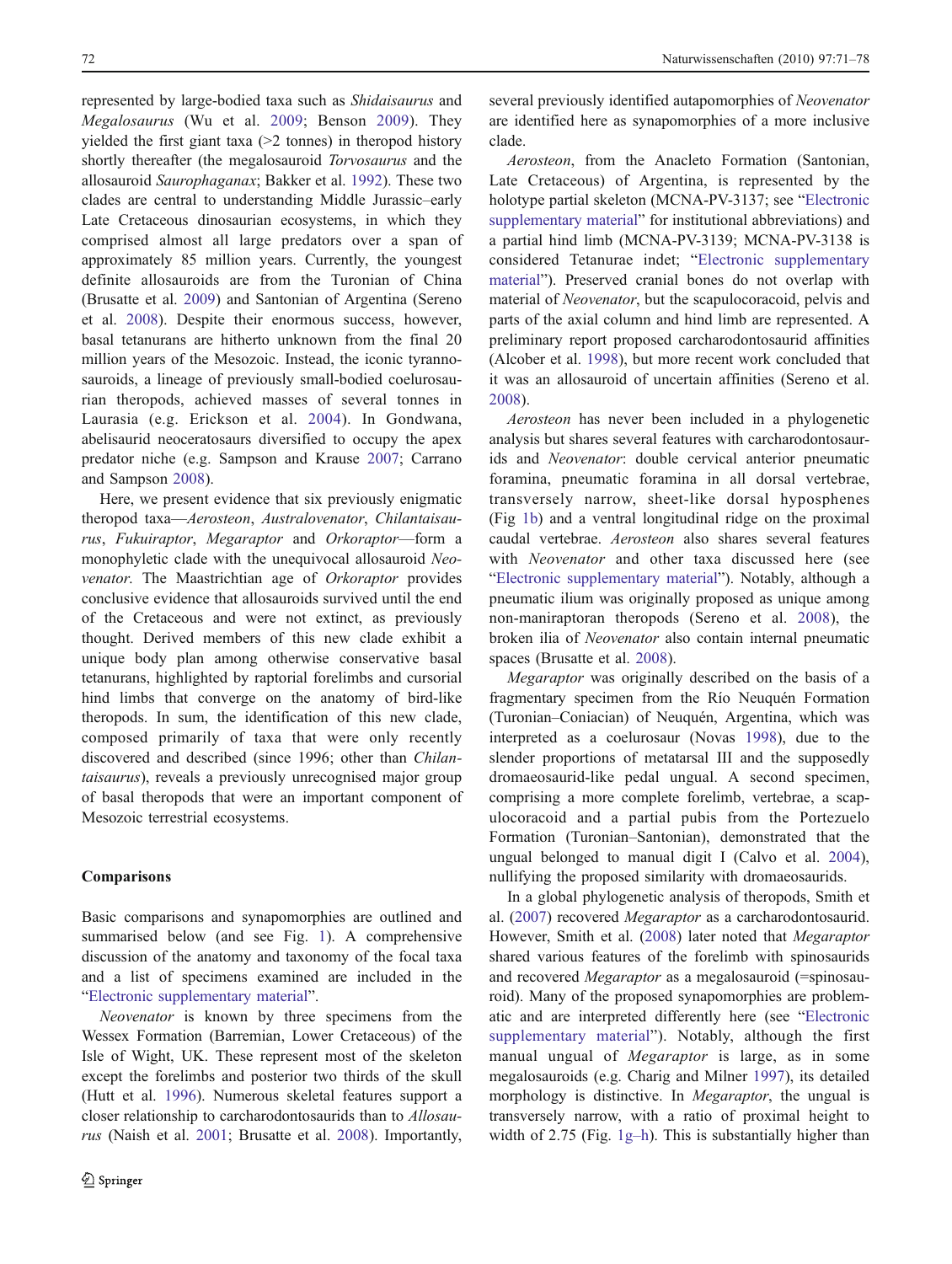represented by large-bodied taxa such as *Shidaisaurus* and *Megalosaurus* (Wu et al. 2009; Benson 2009). They yielded the first giant taxa (>2 tonnes) in theropod history shortly thereafter (the megalosauroid *Torvosaurus* and the allosauroid *Saurophaganax*; Bakker et al. 1992). These two clades are central to understanding Middle Jurassic–early Late Cretaceous dinosaurian ecosystems, in which they comprised almost all large predators over a span of approximately 85 million years. Currently, the youngest definite allosauroids are from the Turonian of China (Brusatte et al. 2009) and Santonian of Argentina (Sereno et al. 2008). Despite their enormous success, however, basal tetanurans are hitherto unknown from the final 20 million years of the Mesozoic. Instead, the iconic tyrannosauroids, a lineage of previously small-bodied coelurosaurian theropods, achieved masses of several tonnes in Laurasia (e.g. Erickson et al. 2004). In Gondwana, abelisaurid neoceratosaurs diversified to occupy the apex predator niche (e.g. Sampson and Krause 2007; Carrano and Sampson 2008).

Here, we present evidence that six previously enigmatic theropod taxa—*Aerosteon*, *Australovenator*, *Chilantaisaurus*, *Fukuiraptor*, *Megaraptor* and *Orkoraptor*—form a monophyletic clade with the unequivocal allosauroid *Neovenator*. The Maastrichtian age of *Orkoraptor* provides conclusive evidence that allosauroids survived until the end of the Cretaceous and were not extinct, as previously thought. Derived members of this new clade exhibit a unique body plan among otherwise conservative basal tetanurans, highlighted by raptorial forelimbs and cursorial hind limbs that converge on the anatomy of bird-like theropods. In sum, the identification of this new clade, composed primarily of taxa that were only recently discovered and described (since 1996; other than *Chilantaisaurus*), reveals a previously unrecognised major group of basal theropods that were an important component of Mesozoic terrestrial ecosystems.

## Comparisons

Basic comparisons and synapomorphies are outlined and summarised below (and see Fig. 1). A comprehensive discussion of the anatomy and taxonomy of the focal taxa and a list of specimens examined are included in the "Electronic supplementary material".

*Neovenator* is known by three specimens from the Wessex Formation (Barremian, Lower Cretaceous) of the Isle of Wight, UK. These represent most of the skeleton except the forelimbs and posterior two thirds of the skull (Hutt et al. 1996). Numerous skeletal features support a closer relationship to carcharodontosaurids than to *Allosaurus* (Naish et al. 2001; Brusatte et al. 2008). Importantly, several previously identified autapomorphies of *Neovenator* are identified here as synapomorphies of a more inclusive clade.

*Aerosteon*, from the Anacleto Formation (Santonian, Late Cretaceous) of Argentina, is represented by the holotype partial skeleton (MCNA-PV-3137; see "Electronic supplementary material" for institutional abbreviations) and a partial hind limb (MCNA-PV-3139; MCNA-PV-3138 is considered Tetanurae indet; "Electronic supplementary material"). Preserved cranial bones do not overlap with material of *Neovenator*, but the scapulocoracoid, pelvis and parts of the axial column and hind limb are represented. A preliminary report proposed carcharodontosaurid affinities (Alcober et al. 1998), but more recent work concluded that it was an allosauroid of uncertain affinities (Sereno et al. 2008).

*Aerosteon* has never been included in a phylogenetic analysis but shares several features with carcharodontosaurids and *Neovenator*: double cervical anterior pneumatic foramina, pneumatic foramina in all dorsal vertebrae, transversely narrow, sheet-like dorsal hyposphenes (Fig 1b) and a ventral longitudinal ridge on the proximal caudal vertebrae. *Aerosteon* also shares several features with *Neovenator* and other taxa discussed here (see "Electronic supplementary material"). Notably, although a pneumatic ilium was originally proposed as unique among non-maniraptoran theropods (Sereno et al. 2008), the broken ilia of *Neovenator* also contain internal pneumatic spaces (Brusatte et al. 2008).

*Megaraptor* was originally described on the basis of a fragmentary specimen from the Río Neuquén Formation (Turonian–Coniacian) of Neuquén, Argentina, which was interpreted as a coelurosaur (Novas 1998), due to the slender proportions of metatarsal III and the supposedly dromaeosaurid-like pedal ungual. A second specimen, comprising a more complete forelimb, vertebrae, a scapulocoracoid and a partial pubis from the Portezuelo Formation (Turonian–Santonian), demonstrated that the ungual belonged to manual digit I (Calvo et al. 2004), nullifying the proposed similarity with dromaeosaurids.

In a global phylogenetic analysis of theropods, Smith et al. (2007) recovered *Megaraptor* as a carcharodontosaurid. However, Smith et al. (2008) later noted that *Megaraptor* shared various features of the forelimb with spinosaurids and recovered *Megaraptor* as a megalosauroid (=spinosauroid). Many of the proposed synapomorphies are problematic and are interpreted differently here (see "Electronic supplementary material"). Notably, although the first manual ungual of *Megaraptor* is large, as in some megalosauroids (e.g. Charig and Milner 1997), its detailed morphology is distinctive. In *Megaraptor*, the ungual is transversely narrow, with a ratio of proximal height to width of 2.75 (Fig. 1g–h). This is substantially higher than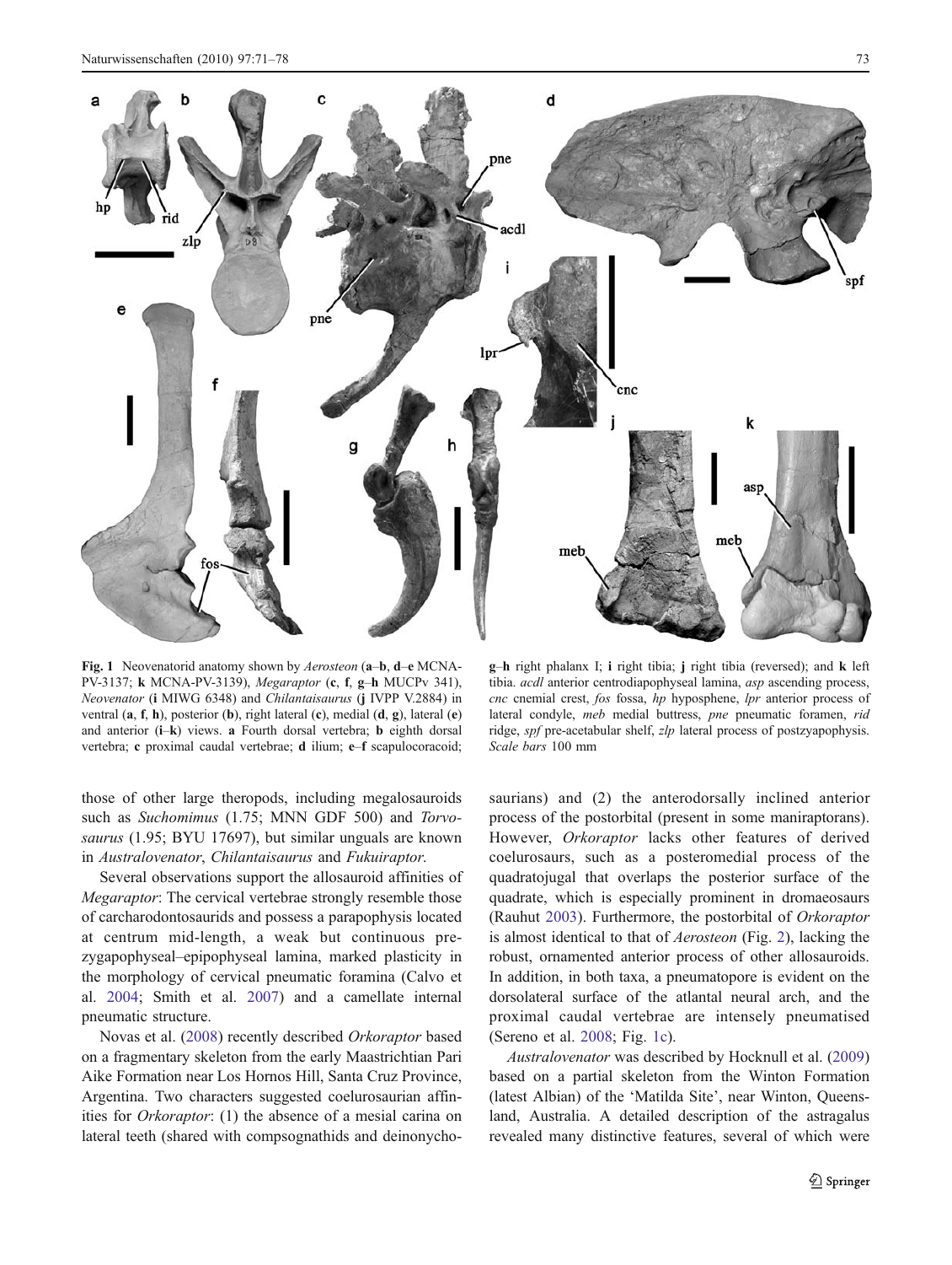Fig. 1 Neovenatorid anatomy shown by *Aerosteon* (**a**–**b**, **d**–**e** MCNA-PV-3137; **k** MCNA-PV-3139), *Megaraptor* (**c**, **f**, **g**–**h** MUCPv 341), *Neovenator* (**i** MIWG 6348) and *Chilantaisaurus* (**j** IVPP V.2884) in ventral (**a**, **f**, **h**), posterior (**b**), right lateral (**c**), medial (**d**, **g**), lateral (**e**) and anterior (**i**–**k**) views. **a** Fourth dorsal vertebra; **b** eighth dorsal vertebra; **c** proximal caudal vertebrae; **d** ilium; **e**–**f** scapulocoracoid; **g**–**h** right phalanx I; **i** right tibia; **j** right tibia (reversed); and **k** left tibia. *acdl* anterior centrodiapophyseal lamina, *asp* ascending process, *cnc* cnemial crest, *fos* fossa, *hp* hyposphene, *lpr* anterior process of lateral condyle, *meb* medial buttress, *pne* pneumatic foramen, *rid* ridge, *spf* pre-acetabular shelf, *zlp* lateral process of postzyapophysis. *Scale bars* 100 mm

those of other large theropods, including megalosauroids such as *Suchomimus* (1.75; MNN GDF 500) and *Torvosaurus* (1.95; BYU 17697), but similar unguals are known in *Australovenator*, *Chilantaisaurus* and *Fukuiraptor*.

Several observations support the allosauroid affinities of *Megaraptor*: The cervical vertebrae strongly resemble those of carcharodontosaurids and possess a parapophysis located at centrum mid-length, a weak but continuous prezygapophyseal–epipophyseal lamina, marked plasticity in the morphology of cervical pneumatic foramina (Calvo et al. 2004; Smith et al. 2007) and a camellate internal pneumatic structure.

Novas et al. (2008) recently described *Orkoraptor* based on a fragmentary skeleton from the early Maastrichtian Pari Aike Formation near Los Hornos Hill, Santa Cruz Province, Argentina. Two characters suggested coelurosaurian affinities for *Orkoraptor*: (1) the absence of a mesial carina on lateral teeth (shared with compsognathids and deinonychosaurians) and (2) the anterodorsally inclined anterior process of the postorbital (present in some maniraptorans). However, *Orkoraptor* lacks other features of derived coelurosaurs, such as a posteromedial process of the quadratojugal that overlaps the posterior surface of the quadrate, which is especially prominent in dromaeosaurs (Rauhut 2003). Furthermore, the postorbital of *Orkoraptor* is almost identical to that of *Aerosteon* (Fig. 2), lacking the robust, ornamented anterior process of other allosauroids. In addition, in both taxa, a pneumatopore is evident on the dorsolateral surface of the atlantal neural arch, and the proximal caudal vertebrae are intensely pneumatised (Sereno et al. 2008; Fig. 1c).

*Australovenator* was described by Hocknull et al. (2009) based on a partial skeleton from the Winton Formation (latest Albian) of the 'Matilda Site', near Winton, Queensland, Australia. A detailed description of the astragalus revealed many distinctive features, several of which were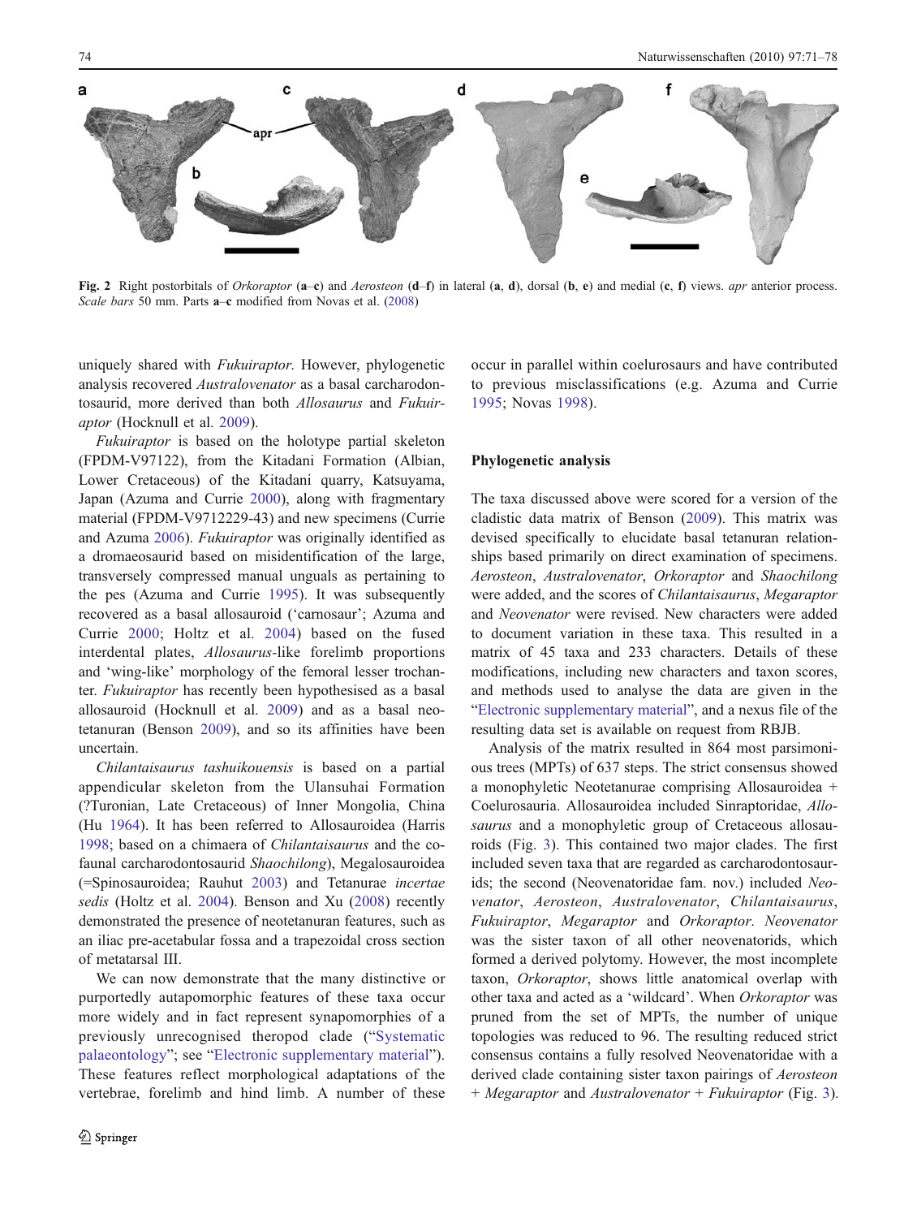**Fig. 2** Right postorbitals of *Orkoraptor* (**a**–**c**) and *Aerosteon* (**d**–**f**) in lateral (**a**, **d**), dorsal (**b**, **e**) and medial (**c**, **f**) views. *apr* anterior process. *Scale bars* 50 mm. Parts **a**–**c** modified from Novas et al. (2008)

uniquely shared with *Fukuiraptor*. However, phylogenetic analysis recovered *Australovenator* as a basal carcharodontosaurid, more derived than both *Allosaurus* and *Fukuiraptor* (Hocknull et al. 2009).

*Fukuiraptor* is based on the holotype partial skeleton (FPDM-V97122), from the Kitadani Formation (Albian, Lower Cretaceous) of the Kitadani quarry, Katsuyama, Japan (Azuma and Currie 2000), along with fragmentary material (FPDM-V9712229-43) and new specimens (Currie and Azuma 2006). *Fukuiraptor* was originally identified as a dromaeosaurid based on misidentification of the large, transversely compressed manual unguals as pertaining to the pes (Azuma and Currie 1995). It was subsequently recovered as a basal allosauroid ('carnosaur'; Azuma and Currie 2000; Holtz et al. 2004) based on the fused interdental plates, *Allosaurus*-like forelimb proportions and 'wing-like' morphology of the femoral lesser trochanter. *Fukuiraptor* has recently been hypothesised as a basal allosauroid (Hocknull et al. 2009) and as a basal neotetanuran (Benson 2009), and so its affinities have been uncertain.

*Chilantaisaurus tashuikouensis* is based on a partial appendicular skeleton from the Ulansuhai Formation (?Turonian, Late Cretaceous) of Inner Mongolia, China (Hu 1964). It has been referred to Allosauroidea (Harris 1998; based on a chimaera of *Chilantaisaurus* and the co-faunal carcharodontosaurid *Shaochilong*), Megalosauroidea (=Spinosauroidea; Rauhut 2003) and Tetanurae *incertae sedis* (Holtz et al. 2004). Benson and Xu (2008) recently demonstrated the presence of neotetanuran features, such as an iliac pre-acetabular fossa and a trapezoidal cross section of metatarsal III.

We can now demonstrate that the many distinctive or purportedly autapomorphic features of these taxa occur more widely and in fact represent synapomorphies of a previously unrecognised theropod clade ("Systematic palaeontology"; see "Electronic supplementary material"). These features reflect morphological adaptations of the vertebrae, forelimb and hind limb. A number of these occur in parallel within coelurosaurs and have contributed to previous misclassifications (e.g. Azuma and Currie 1995; Novas 1998).

## Phylogenetic analysis

The taxa discussed above were scored for a version of the cladistic data matrix of Benson (2009). This matrix was devised specifically to elucidate basal tetanuran relationships based primarily on direct examination of specimens. *Aerosteon*, *Australovenator*, *Orkoraptor* and *Shaochilong* were added, and the scores of *Chilantaisaurus*, *Megaraptor* and *Neovenator* were revised. New characters were added to document variation in these taxa. This resulted in a matrix of 45 taxa and 233 characters. Details of these modifications, including new characters and taxon scores, and methods used to analyse the data are given in the "Electronic supplementary material", and a nexus file of the resulting data set is available on request from RBJB.

Analysis of the matrix resulted in 864 most parsimonious trees (MPTs) of 637 steps. The strict consensus showed a monophyletic Neotetanurae comprising Allosauroidea + Coelurosauria. Allosauroidea included Sinraptoridae, *Allosaurus* and a monophyletic group of Cretaceous allosauroids (Fig. 3). This contained two major clades. The first included seven taxa that are regarded as carcharodontosaurids; the second (Neovenatoridae fam. nov.) included *Neovenator*, *Aerosteon*, *Australovenator*, *Chilantaisaurus*, *Fukuiraptor*, *Megaraptor* and *Orkoraptor*. *Neovenator* was the sister taxon of all other neovenatorids, which formed a derived polytomy. However, the most incomplete taxon, *Orkoraptor*, shows little anatomical overlap with other taxa and acted as a 'wildcard'. When *Orkoraptor* was pruned from the set of MPTs, the number of unique topologies was reduced to 96. The resulting reduced strict consensus contains a fully resolved Neovenatoridae with a derived clade containing sister taxon pairings of *Aerosteon* + *Megaraptor* and *Australovenator* + *Fukuiraptor* (Fig. 3).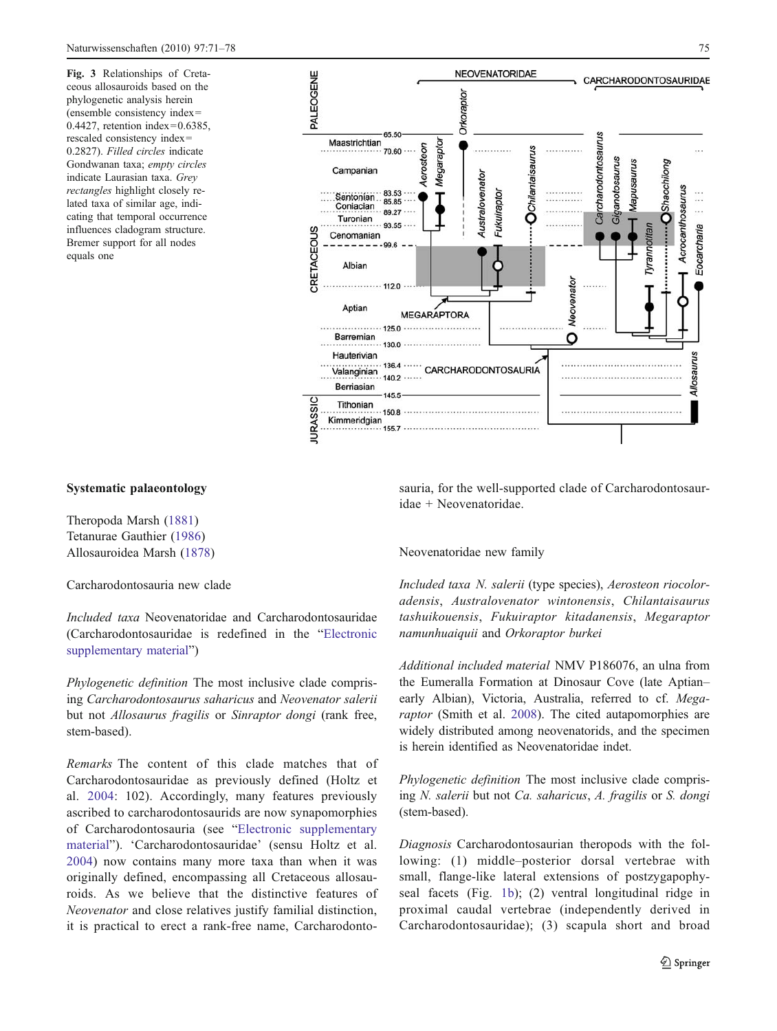**Fig. 3** Relationships of Cretaceous allosauroids based on the phylogenetic analysis herein (ensemble consistency index= 0.4427, retention index=0.6385, rescaled consistency index= 0.2827). *Filled circles* indicate Gondwanan taxa; *empty circles* indicate Laurasian taxa. *Grey rectangles* highlight closely related taxa of similar age, indicating that temporal occurrence influences cladogram structure. Bremer support for all nodes equals one

### Systematic palaeontology

Theropoda Marsh (1881)
Tetanurae Gauthier (1986)
Allosauroidea Marsh (1878)

Carcharodontosauria new clade

*Included taxa* Neovenatoridae and Carcharodontosauridae (Carcharodontosauridae is redefined in the "Electronic supplementary material")

*Phylogenetic definition* The most inclusive clade comprising *Carcharodontosaurus saharicus* and *Neovenator salerii* but not *Allosaurus fragilis* or *Sinraptor dongi* (rank free, stem-based).

*Remarks* The content of this clade matches that of Carcharodontosauridae as previously defined (Holtz et al. 2004: 102). Accordingly, many features previously ascribed to carcharodontosaurids are now synapomorphies of Carcharodontosauria (see "Electronic supplementary material"). 'Carcharodontosauridae' (sensu Holtz et al. 2004) now contains many more taxa than when it was originally defined, encompassing all Cretaceous allosauroids. As we believe that the distinctive features of *Neovenator* and close relatives justify familial distinction, it is practical to erect a rank-free name, Carcharodontosauria, for the well-supported clade of Carcharodontosauridae + Neovenatoridae.

Neovenatoridae new family

*Included taxa* *N. salerii* (type species), *Aerosteon riocoloradensis*, *Australovenator wintonensis*, *Chilantaisaurus tashuikouensis*, *Fukuiraptor kitadanensis*, *Megaraptor namunhuaiquii* and *Orkoraptor burkei*

*Additional included material* NMV P186076, an ulna from the Eumeralla Formation at Dinosaur Cove (late Aptian–early Albian), Victoria, Australia, referred to cf. *Megaraptor* (Smith et al. 2008). The cited autapomorphies are widely distributed among neovenatorids, and the specimen is herein identified as Neovenatoridae indet.

*Phylogenetic definition* The most inclusive clade comprising *N. salerii* but not *Ca. saharicus*, *A. fragilis* or *S. dongi* (stem-based).

*Diagnosis* Carcharodontosaurian theropods with the following: (1) middle–posterior dorsal vertebrae with small, flange-like lateral extensions of postzygapophyseal facets (Fig. 1b); (2) ventral longitudinal ridge in proximal caudal vertebrae (independently derived in Carcharodontosauridae); (3) scapula short and broad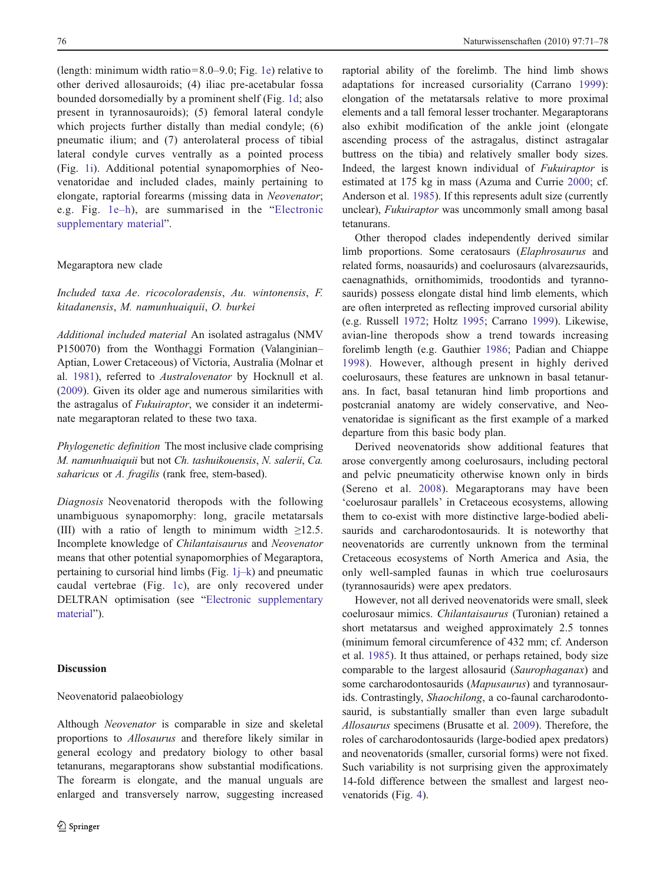(length: minimum width ratio=8.0–9.0; Fig. 1e) relative to other derived allosauroids; (4) iliac pre-acetabular fossa bounded dorsomedially by a prominent shelf (Fig. 1d; also present in tyrannosauroids); (5) femoral lateral condyle which projects further distally than medial condyle; (6) pneumatic ilium; and (7) anterolateral process of tibial lateral condyle curves ventrally as a pointed process (Fig. 1i). Additional potential synapomorphies of Neovenatoridae and included clades, mainly pertaining to elongate, raptorial forearms (missing data in *Neovenator*; e.g. Fig. 1e–h), are summarised in the "Electronic supplementary material".

Megaraptora new clade

*Included taxa Ae. ricocoloradensis*, *Au. wintonensis*, *F. kitadanensis*, *M. namunhuaiquii*, *O. burkei*

*Additional included material* An isolated astragalus (NMV P150070) from the Wonthaggi Formation (Valanginian–Aptian, Lower Cretaceous) of Victoria, Australia (Molnar et al. 1981), referred to *Australovenator* by Hocknull et al. (2009). Given its older age and numerous similarities with the astragalus of *Fukuiraptor*, we consider it an indeterminate megaraptoran related to these two taxa.

*Phylogenetic definition* The most inclusive clade comprising *M. namunhuaiquii* but not *Ch. tashuikouensis*, *N. salerii*, *Ca. saharicus* or *A. fragilis* (rank free, stem-based).

*Diagnosis* Neovenatorid theropods with the following unambiguous synapomorphy: long, gracile metatarsals (III) with a ratio of length to minimum width ≥12.5. Incomplete knowledge of *Chilantaisaurus* and *Neovenator* means that other potential synapomorphies of Megaraptora, pertaining to cursorial hind limbs (Fig. 1j–k) and pneumatic caudal vertebrae (Fig. 1c), are only recovered under DELTRAN optimisation (see "Electronic supplementary material").

## Discussion

### Neovenatorid palaeobiology

Although *Neovenator* is comparable in size and skeletal proportions to *Allosaurus* and therefore likely similar in general ecology and predatory biology to other basal tetanurans, megaraptorans show substantial modifications. The forearm is elongate, and the manual unguals are enlarged and transversely narrow, suggesting increased raptorial ability of the forelimb. The hind limb shows adaptations for increased cursoriality (Carrano 1999): elongation of the metatarsals relative to more proximal elements and a tall femoral lesser trochanter. Megaraptorans also exhibit modification of the ankle joint (elongate ascending process of the astragalus, distinct astragalar buttress on the tibia) and relatively smaller body sizes. Indeed, the largest known individual of *Fukuiraptor* is estimated at 175 kg in mass (Azuma and Currie 2000; cf. Anderson et al. 1985). If this represents adult size (currently unclear), *Fukuiraptor* was uncommonly small among basal tetanurans.

Other theropod clades independently derived similar limb proportions. Some ceratosaurs (*Elaphrosaurus* and related forms, noasaurids) and coelurosaurs (alvarezsaurids, caenagnathids, ornithomimids, troodontids and tyrannosaurids) possess elongate distal hind limb elements, which are often interpreted as reflecting improved cursorial ability (e.g. Russell 1972; Holtz 1995; Carrano 1999). Likewise, avian-line theropods show a trend towards increasing forelimb length (e.g. Gauthier 1986; Padian and Chiappe 1998). However, although present in highly derived coelurosaurs, these features are unknown in basal tetanurans. In fact, basal tetanuran hind limb proportions and postcranial anatomy are widely conservative, and Neovenatoridae is significant as the first example of a marked departure from this basic body plan.

Derived neovenatorids show additional features that arose convergently among coelurosaurs, including pectoral and pelvic pneumaticity otherwise known only in birds (Sereno et al. 2008). Megaraptorans may have been 'coelurosaur parallels' in Cretaceous ecosystems, allowing them to co-exist with more distinctive large-bodied abelisaurids and carcharodontosaurids. It is noteworthy that neovenatorids are currently unknown from the terminal Cretaceous ecosystems of North America and Asia, the only well-sampled faunas in which true coelurosaurs (tyrannosaurids) were apex predators.

However, not all derived neovenatorids were small, sleek coelurosaur mimics. *Chilantaisaurus* (Turonian) retained a short metatarsus and weighed approximately 2.5 tonnes (minimum femoral circumference of 432 mm; cf. Anderson et al. 1985). It thus attained, or perhaps retained, body size comparable to the largest allosaurid (*Saurophaganax*) and some carcharodontosaurids (*Mapusaurus*) and tyrannosaurids. Contrastingly, *Shaochilong*, a co-faunal carcharodontosaurid, is substantially smaller than even large subadult *Allosaurus* specimens (Brusatte et al. 2009). Therefore, the roles of carcharodontosaurids (large-bodied apex predators) and neovenatorids (smaller, cursorial forms) were not fixed. Such variability is not surprising given the approximately 14-fold difference between the smallest and largest neovenatorids (Fig. 4).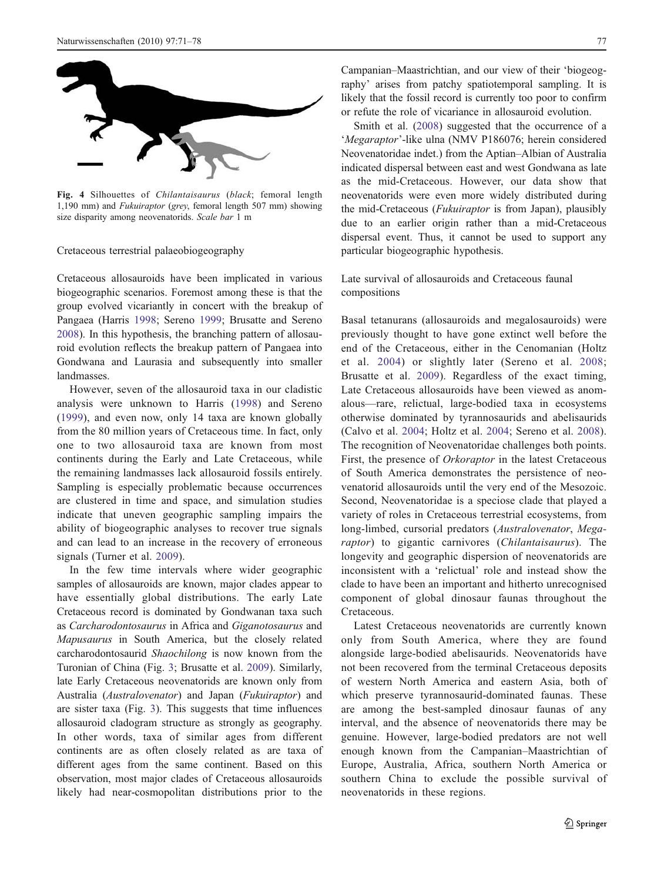**Fig. 4** Silhouettes of *Chilantaisaurus* (*black*; femoral length 1,190 mm) and *Fukuiraptor* (*grey*, femoral length 507 mm) showing size disparity among neovenatorids. *Scale bar* 1 m

### Cretaceous terrestrial palaeobiogeography

Cretaceous allosauroids have been implicated in various biogeographic scenarios. Foremost among these is that the group evolved vicariantly in concert with the breakup of Pangaea (Harris 1998; Sereno 1999; Brusatte and Sereno 2008). In this hypothesis, the branching pattern of allosauroid evolution reflects the breakup pattern of Pangaea into Gondwana and Laurasia and subsequently into smaller landmasses.

However, seven of the allosauroid taxa in our cladistic analysis were unknown to Harris (1998) and Sereno (1999), and even now, only 14 taxa are known globally from the 80 million years of Cretaceous time. In fact, only one to two allosauroid taxa are known from most continents during the Early and Late Cretaceous, while the remaining landmasses lack allosauroid fossils entirely. Sampling is especially problematic because occurrences are clustered in time and space, and simulation studies indicate that uneven geographic sampling impairs the ability of biogeographic analyses to recover true signals and can lead to an increase in the recovery of erroneous signals (Turner et al. 2009).

In the few time intervals where wider geographic samples of allosauroids are known, major clades appear to have essentially global distributions. The early Late Cretaceous record is dominated by Gondwanan taxa such as *Carcharodontosaurus* in Africa and *Giganotosaurus* and *Mapusaurus* in South America, but the closely related carcharodontosaurid *Shaochilong* is now known from the Turonian of China (Fig. 3; Brusatte et al. 2009). Similarly, late Early Cretaceous neovenatorids are known only from Australia (*Australovenator*) and Japan (*Fukuiraptor*) and are sister taxa (Fig. 3). This suggests that time influences allosauroid cladogram structure as strongly as geography. In other words, taxa of similar ages from different continents are as often closely related as are taxa of different ages from the same continent. Based on this observation, most major clades of Cretaceous allosauroids likely had near-cosmopolitan distributions prior to the Campanian–Maastrichtian, and our view of their 'biogeography' arises from patchy spatiotemporal sampling. It is likely that the fossil record is currently too poor to confirm or refute the role of vicariance in allosauroid evolution.

Smith et al. (2008) suggested that the occurrence of a '*Megaraptor*'-like ulna (NMV P186076; herein considered Neovenatoridae indet.) from the Aptian–Albian of Australia indicated dispersal between east and west Gondwana as late as the mid-Cretaceous. However, our data show that neovenatorids were even more widely distributed during the mid-Cretaceous (*Fukuiraptor* is from Japan), plausibly due to an earlier origin rather than a mid-Cretaceous dispersal event. Thus, it cannot be used to support any particular biogeographic hypothesis.

### Late survival of allosauroids and Cretaceous faunal compositions

Basal tetanurans (allosauroids and megalosauroids) were previously thought to have gone extinct well before the end of the Cretaceous, either in the Cenomanian (Holtz et al. 2004) or slightly later (Sereno et al. 2008; Brusatte et al. 2009). Regardless of the exact timing, Late Cretaceous allosauroids have been viewed as anomalous—rare, relictual, large-bodied taxa in ecosystems otherwise dominated by tyrannosaurids and abelisaurids (Calvo et al. 2004; Holtz et al. 2004; Sereno et al. 2008). The recognition of Neovenatoridae challenges both points. First, the presence of *Orkoraptor* in the latest Cretaceous of South America demonstrates the persistence of neovenatorid allosauroids until the very end of the Mesozoic. Second, Neovenatoridae is a speciose clade that played a variety of roles in Cretaceous terrestrial ecosystems, from long-limbed, cursorial predators (*Australovenator*, *Megaraptor*) to gigantic carnivores (*Chilantaisaurus*). The longevity and geographic dispersion of neovenatorids are inconsistent with a 'relictual' role and instead show the clade to have been an important and hitherto unrecognised component of global dinosaur faunas throughout the Cretaceous.

Latest Cretaceous neovenatorids are currently known only from South America, where they are found alongside large-bodied abelisaurids. Neovenatorids have not been recovered from the terminal Cretaceous deposits of western North America and eastern Asia, both of which preserve tyrannosaurid-dominated faunas. These are among the best-sampled dinosaur faunas of any interval, and the absence of neovenatorids there may be genuine. However, large-bodied predators are not well enough known from the Campanian–Maastrichtian of Europe, Australia, Africa, southern North America or southern China to exclude the possible survival of neovenatorids in these regions.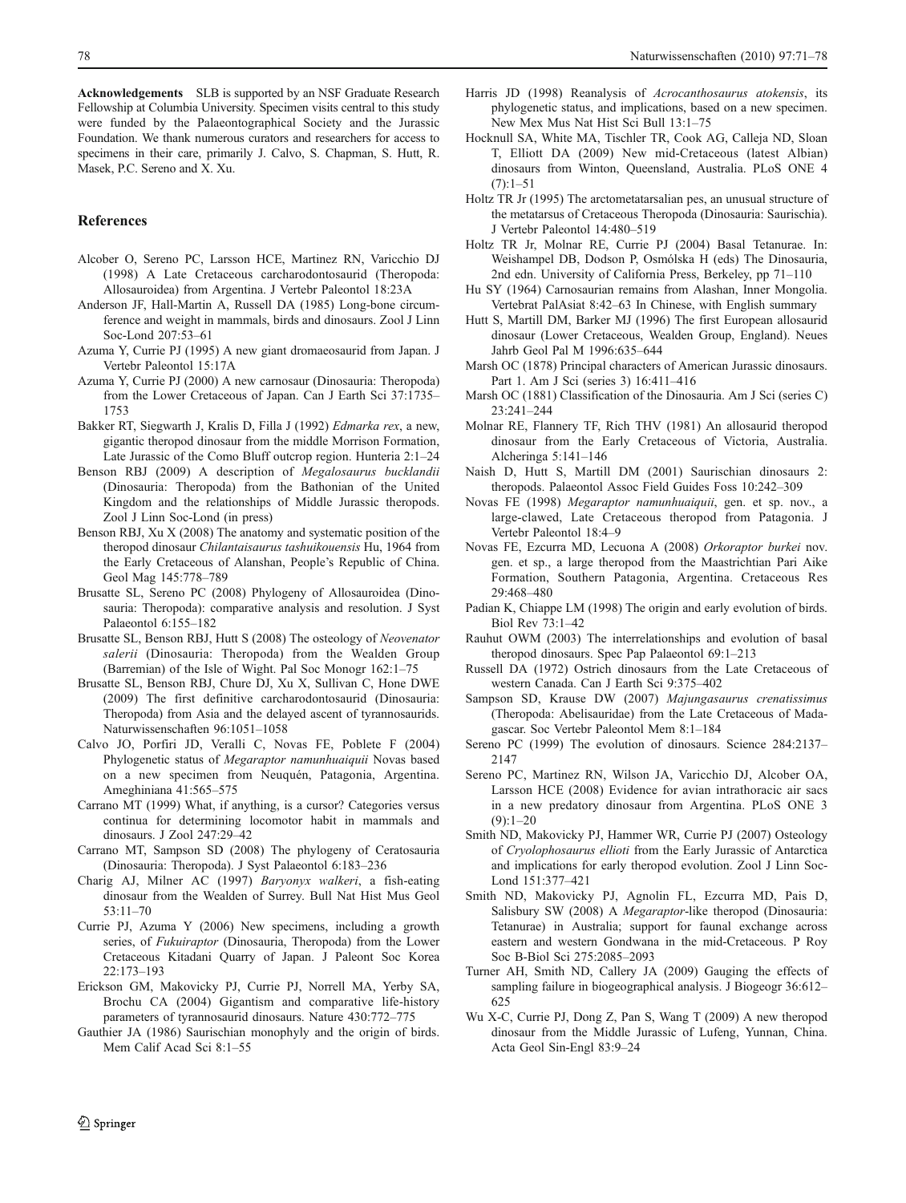**Acknowledgements** SLB is supported by an NSF Graduate Research Fellowship at Columbia University. Specimen visits central to this study were funded by the Palaeontographical Society and the Jurassic Foundation. We thank numerous curators and researchers for access to specimens in their care, primarily J. Calvo, S. Chapman, S. Hutt, R. Masek, P.C. Sereno and X. Xu.

## References

Alcober O, Sereno PC, Larsson HCE, Martinez RN, Varicchio DJ (1998) A Late Cretaceous carcharodontosaurid (Theropoda: Allosauroidea) from Argentina. J Vertebr Paleontol 18:23A

Anderson JF, Hall-Martin A, Russell DA (1985) Long-bone circumference and weight in mammals, birds and dinosaurs. Zool J Linn Soc-Lond 207:53–61

Azuma Y, Currie PJ (1995) A new giant dromaeosaurid from Japan. J Vertebr Paleontol 15:17A

Azuma Y, Currie PJ (2000) A new carnosaur (Dinosauria: Theropoda) from the Lower Cretaceous of Japan. Can J Earth Sci 37:1735–1753

Bakker RT, Siegwarth J, Kralis D, Filla J (1992) *Edmarka rex*, a new, gigantic theropod dinosaur from the middle Morrison Formation, Late Jurassic of the Como Bluff outcrop region. Hunteria 2:1–24

Benson RBJ (2009) A description of *Megalosaurus bucklandii* (Dinosauria: Theropoda) from the Bathonian of the United Kingdom and the relationships of Middle Jurassic theropods. Zool J Linn Soc-Lond (in press)

Benson RBJ, Xu X (2008) The anatomy and systematic position of the theropod dinosaur *Chilantaisaurus tashuikouensis* Hu, 1964 from the Early Cretaceous of Alanshan, People's Republic of China. Geol Mag 145:778–789

Brusatte SL, Sereno PC (2008) Phylogeny of Allosauroidea (Dinosauria: Theropoda): comparative analysis and resolution. J Syst Palaeontol 6:155–182

Brusatte SL, Benson RBJ, Hutt S (2008) The osteology of *Neovenator salerii* (Dinosauria: Theropoda) from the Wealden Group (Barremian) of the Isle of Wight. Pal Soc Monogr 162:1–75

Brusatte SL, Benson RBJ, Chure DJ, Xu X, Sullivan C, Hone DWE (2009) The first definitive carcharodontosaurid (Dinosauria: Theropoda) from Asia and the delayed ascent of tyrannosaurids. Naturwissenschaften 96:1051–1058

Calvo JO, Porfiri JD, Veralli C, Novas FE, Poblete F (2004) Phylogenetic status of *Megaraptor namunhuaiquii* Novas based on a new specimen from Neuquén, Patagonia, Argentina. Ameghiniana 41:565–575

Carrano MT (1999) What, if anything, is a cursor? Categories versus continua for determining locomotor habit in mammals and dinosaurs. J Zool 247:29–42

Carrano MT, Sampson SD (2008) The phylogeny of Ceratosauria (Dinosauria: Theropoda). J Syst Palaeontol 6:183–236

Charig AJ, Milner AC (1997) *Baryonyx walkeri*, a fish-eating dinosaur from the Wealden of Surrey. Bull Nat Hist Mus Geol 53:11–70

Currie PJ, Azuma Y (2006) New specimens, including a growth series, of *Fukuiraptor* (Dinosauria, Theropoda) from the Lower Cretaceous Kitadani Quarry of Japan. J Paleont Soc Korea 22:173–193

Erickson GM, Makovicky PJ, Currie PJ, Norrell MA, Yerby SA, Brochu CA (2004) Gigantism and comparative life-history parameters of tyrannosaurid dinosaurs. Nature 430:772–775

Gauthier JA (1986) Saurischian monophyly and the origin of birds. Mem Calif Acad Sci 8:1–55

Harris JD (1998) Reanalysis of *Acrocanthosaurus atokensis*, its phylogenetic status, and implications, based on a new specimen. New Mex Mus Nat Hist Sci Bull 13:1–75

Hocknull SA, White MA, Tischler TR, Cook AG, Calleja ND, Sloan T, Elliott DA (2009) New mid-Cretaceous (latest Albian) dinosaurs from Winton, Queensland, Australia. PLoS ONE 4 (7):1–51

Holtz TR Jr (1995) The arctometatarsalian pes, an unusual structure of the metatarsus of Cretaceous Theropoda (Dinosauria: Saurischia). J Vertebr Paleontol 14:480–519

Holtz TR Jr, Molnar RE, Currie PJ (2004) Basal Tetanurae. In: Weishampel DB, Dodson P, Osmólska H (eds) The Dinosauria, 2nd edn. University of California Press, Berkeley, pp 71–110

Hu SY (1964) Carnosaurian remains from Alashan, Inner Mongolia. Vertebrat PalAsiat 8:42–63 In Chinese, with English summary

Hutt S, Martill DM, Barker MJ (1996) The first European allosaurid dinosaur (Lower Cretaceous, Wealden Group, England). Neues Jahrb Geol Pal M 1996:635–644

Marsh OC (1878) Principal characters of American Jurassic dinosaurs. Part 1. Am J Sci (series 3) 16:411–416

Marsh OC (1881) Classification of the Dinosauria. Am J Sci (series C) 23:241–244

Molnar RE, Flannery TF, Rich THV (1981) An allosaurid theropod dinosaur from the Early Cretaceous of Victoria, Australia. Alcheringa 5:141–146

Naish D, Hutt S, Martill DM (2001) Saurischian dinosaurs 2: theropods. Palaeontol Assoc Field Guides Foss 10:242–309

Novas FE (1998) *Megaraptor namunhuaiquii*, gen. et sp. nov., a large-clawed, Late Cretaceous theropod from Patagonia. J Vertebr Paleontol 18:4–9

Novas FE, Ezcurra MD, Lecuona A (2008) *Orkoraptor burkei* nov. gen. et sp., a large theropod from the Maastrichtian Pari Aike Formation, Southern Patagonia, Argentina. Cretaceous Res 29:468–480

Padian K, Chiappe LM (1998) The origin and early evolution of birds. Biol Rev 73:1–42

Rauhut OWM (2003) The interrelationships and evolution of basal theropod dinosaurs. Spec Pap Palaeontol 69:1–213

Russell DA (1972) Ostrich dinosaurs from the Late Cretaceous of western Canada. Can J Earth Sci 9:375–402

Sampson SD, Krause DW (2007) *Majungasaurus crenatissimus* (Theropoda: Abelisauridae) from the Late Cretaceous of Madagascar. Soc Vertebr Paleontol Mem 8:1–184

Sereno PC (1999) The evolution of dinosaurs. Science 284:2137–2147

Sereno PC, Martinez RN, Wilson JA, Varicchio DJ, Alcober OA, Larsson HCE (2008) Evidence for avian intrathoracic air sacs in a new predatory dinosaur from Argentina. PLoS ONE 3 (9):1–20

Smith ND, Makovicky PJ, Hammer WR, Currie PJ (2007) Osteology of *Cryolophosaurus ellioti* from the Early Jurassic of Antarctica and implications for early theropod evolution. Zool J Linn Soc-Lond 151:377–421

Smith ND, Makovicky PJ, Agnolin FL, Ezcurra MD, Pais D, Salisbury SW (2008) A *Megaraptor*-like theropod (Dinosauria: Tetanurae) in Australia; support for faunal exchange across eastern and western Gondwana in the mid-Cretaceous. P Roy Soc B-Biol Sci 275:2085–2093

Turner AH, Smith ND, Callery JA (2009) Gauging the effects of sampling failure in biogeographical analysis. J Biogeogr 36:612–625

Wu X-C, Currie PJ, Dong Z, Pan S, Wang T (2009) A new theropod dinosaur from the Middle Jurassic of Lufeng, Yunnan, China. Acta Geol Sin-Engl 83:9–24